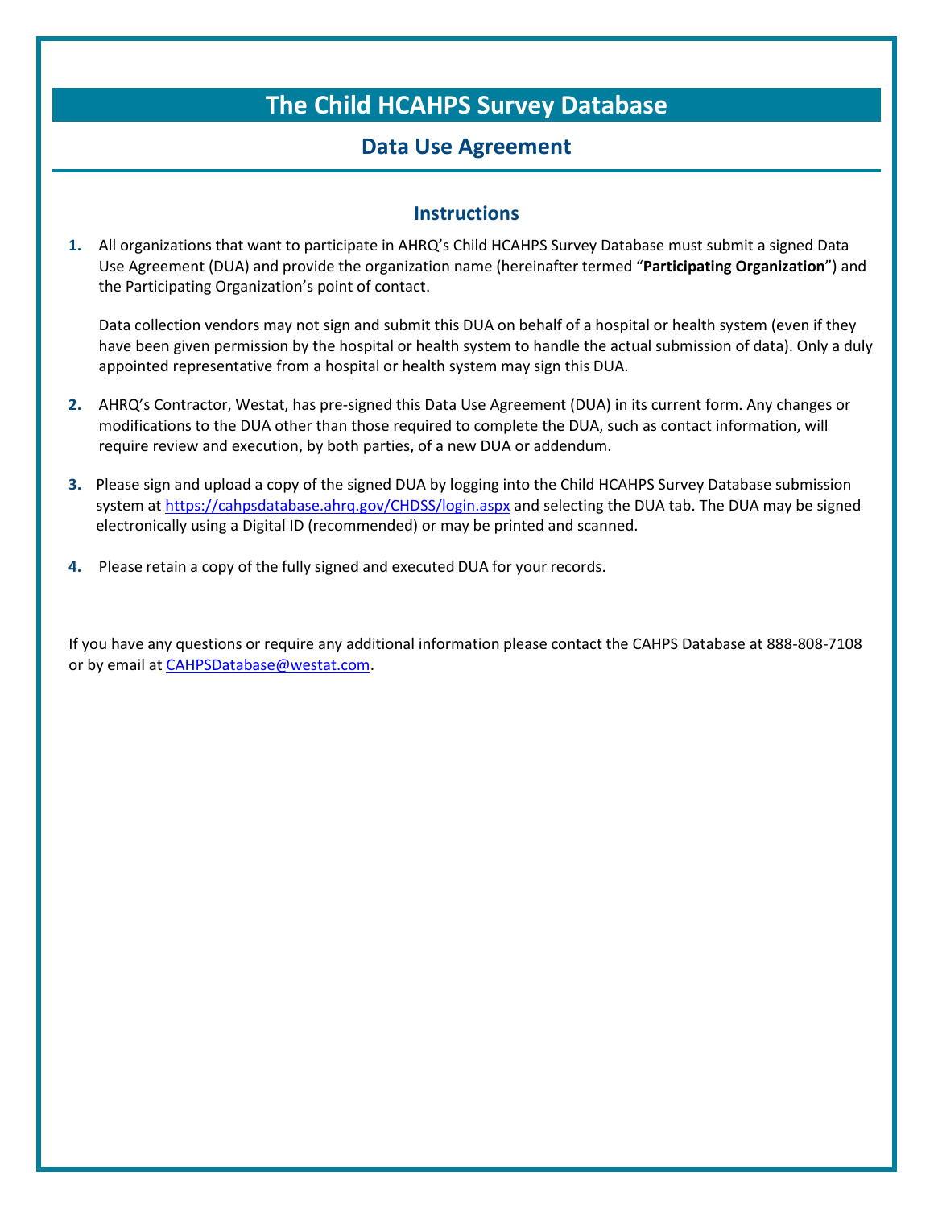# The Child HCAHPS Survey Database

## Data Use Agreement

### Instructions

1. All organizations that want to participate in AHRQ's Child HCAHPS Survey Database must submit a signed Data Use Agreement (DUA) and provide the organization name (hereinafter termed "**Participating Organization**") and the Participating Organization's point of contact.

   Data collection vendors <u>may not</u> sign and submit this DUA on behalf of a hospital or health system (even if they have been given permission by the hospital or health system to handle the actual submission of data). Only a duly appointed representative from a hospital or health system may sign this DUA.

2. AHRQ's Contractor, Westat, has pre-signed this Data Use Agreement (DUA) in its current form. Any changes or modifications to the DUA other than those required to complete the DUA, such as contact information, will require review and execution, by both parties, of a new DUA or addendum.

3. Please sign and upload a copy of the signed DUA by logging into the Child HCAHPS Survey Database submission system at https://cahpsdatabase.ahrq.gov/CHDSS/login.aspx and selecting the DUA tab. The DUA may be signed electronically using a Digital ID (recommended) or may be printed and scanned.

4. Please retain a copy of the fully signed and executed DUA for your records.

If you have any questions or require any additional information please contact the CAHPS Database at 888-808-7108 or by email at CAHPSDatabase@westat.com.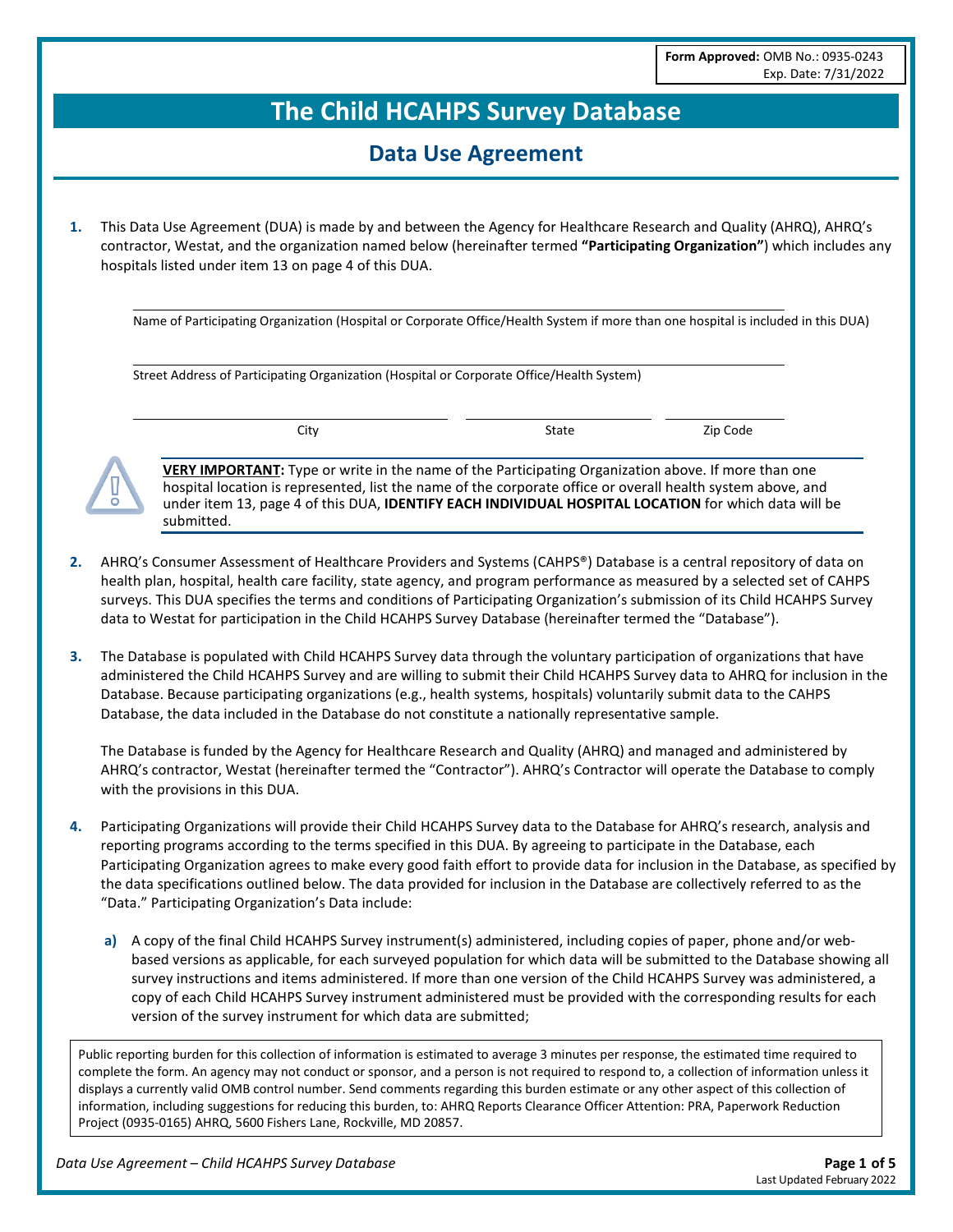Form Approved: OMB No.: 0935-0243
Exp. Date: 7/31/2022

# The Child HCAHPS Survey Database

## Data Use Agreement

1. This Data Use Agreement (DUA) is made by and between the Agency for Healthcare Research and Quality (AHRQ), AHRQ's contractor, Westat, and the organization named below (hereinafter termed **"Participating Organization"**) which includes any hospitals listed under item 13 on page 4 of this DUA.

   ______________________________________________
   Name of Participating Organization (Hospital or Corporate Office/Health System if more than one hospital is included in this DUA)

   ______________________________________________
   Street Address of Participating Organization (Hospital or Corporate Office/Health System)

   ____________________ ____________ ____________
   City State Zip Code

   **VERY IMPORTANT:** Type or write in the name of the Participating Organization above. If more than one hospital location is represented, list the name of the corporate office or overall health system above, and under item 13, page 4 of this DUA, **IDENTIFY EACH INDIVIDUAL HOSPITAL LOCATION** for which data will be submitted.

2. AHRQ's Consumer Assessment of Healthcare Providers and Systems (CAHPS®) Database is a central repository of data on health plan, hospital, health care facility, state agency, and program performance as measured by a selected set of CAHPS surveys. This DUA specifies the terms and conditions of Participating Organization's submission of its Child HCAHPS Survey data to Westat for participation in the Child HCAHPS Survey Database (hereinafter termed the "Database").

3. The Database is populated with Child HCAHPS Survey data through the voluntary participation of organizations that have administered the Child HCAHPS Survey and are willing to submit their Child HCAHPS Survey data to AHRQ for inclusion in the Database. Because participating organizations (e.g., health systems, hospitals) voluntarily submit data to the CAHPS Database, the data included in the Database do not constitute a nationally representative sample.

   The Database is funded by the Agency for Healthcare Research and Quality (AHRQ) and managed and administered by AHRQ's contractor, Westat (hereinafter termed the "Contractor"). AHRQ's Contractor will operate the Database to comply with the provisions in this DUA.

4. Participating Organizations will provide their Child HCAHPS Survey data to the Database for AHRQ's research, analysis and reporting programs according to the terms specified in this DUA. By agreeing to participate in the Database, each Participating Organization agrees to make every good faith effort to provide data for inclusion in the Database, as specified by the data specifications outlined below. The data provided for inclusion in the Database are collectively referred to as the "Data." Participating Organization's Data include:

   a) A copy of the final Child HCAHPS Survey instrument(s) administered, including copies of paper, phone and/or web-based versions as applicable, for each surveyed population for which data will be submitted to the Database showing all survey instructions and items administered. If more than one version of the Child HCAHPS Survey was administered, a copy of each Child HCAHPS Survey instrument administered must be provided with the corresponding results for each version of the survey instrument for which data are submitted;

Public reporting burden for this collection of information is estimated to average 3 minutes per response, the estimated time required to complete the form. An agency may not conduct or sponsor, and a person is not required to respond to, a collection of information unless it displays a currently valid OMB control number. Send comments regarding this burden estimate or any other aspect of this collection of information, including suggestions for reducing this burden, to: AHRQ Reports Clearance Officer Attention: PRA, Paperwork Reduction Project (0935-0165) AHRQ, 5600 Fishers Lane, Rockville, MD 20857.

Last Updated February 2022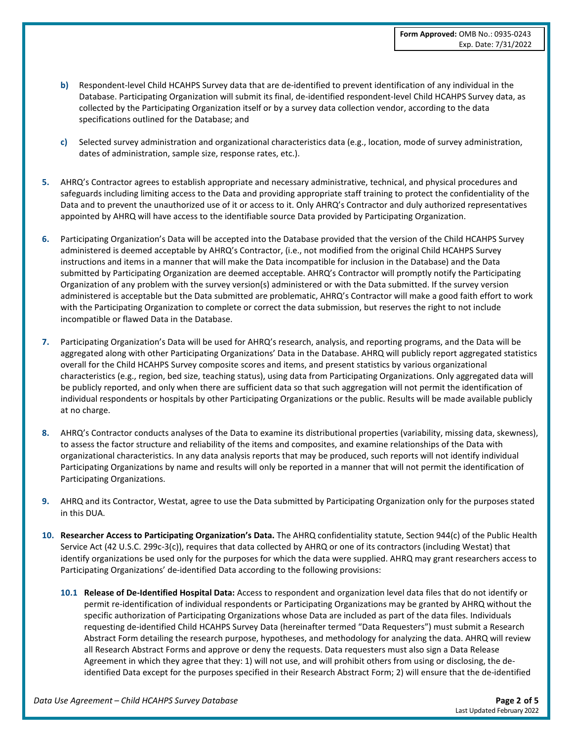b) Respondent-level Child HCAHPS Survey data that are de-identified to prevent identification of any individual in the Database. Participating Organization will submit its final, de-identified respondent-level Child HCAHPS Survey data, as collected by the Participating Organization itself or by a survey data collection vendor, according to the data specifications outlined for the Database; and

c) Selected survey administration and organizational characteristics data (e.g., location, mode of survey administration, dates of administration, sample size, response rates, etc.).

5. AHRQ's Contractor agrees to establish appropriate and necessary administrative, technical, and physical procedures and safeguards including limiting access to the Data and providing appropriate staff training to protect the confidentiality of the Data and to prevent the unauthorized use of it or access to it. Only AHRQ's Contractor and duly authorized representatives appointed by AHRQ will have access to the identifiable source Data provided by Participating Organization.

6. Participating Organization's Data will be accepted into the Database provided that the version of the Child HCAHPS Survey administered is deemed acceptable by AHRQ's Contractor, (i.e., not modified from the original Child HCAHPS Survey instructions and items in a manner that will make the Data incompatible for inclusion in the Database) and the Data submitted by Participating Organization are deemed acceptable. AHRQ's Contractor will promptly notify the Participating Organization of any problem with the survey version(s) administered or with the Data submitted. If the survey version administered is acceptable but the Data submitted are problematic, AHRQ's Contractor will make a good faith effort to work with the Participating Organization to complete or correct the data submission, but reserves the right to not include incompatible or flawed Data in the Database.

7. Participating Organization's Data will be used for AHRQ's research, analysis, and reporting programs, and the Data will be aggregated along with other Participating Organizations' Data in the Database. AHRQ will publicly report aggregated statistics overall for the Child HCAHPS Survey composite scores and items, and present statistics by various organizational characteristics (e.g., region, bed size, teaching status), using data from Participating Organizations. Only aggregated data will be publicly reported, and only when there are sufficient data so that such aggregation will not permit the identification of individual respondents or hospitals by other Participating Organizations or the public. Results will be made available publicly at no charge.

8. AHRQ's Contractor conducts analyses of the Data to examine its distributional properties (variability, missing data, skewness), to assess the factor structure and reliability of the items and composites, and examine relationships of the Data with organizational characteristics. In any data analysis reports that may be produced, such reports will not identify individual Participating Organizations by name and results will only be reported in a manner that will not permit the identification of Participating Organizations.

9. AHRQ and its Contractor, Westat, agree to use the Data submitted by Participating Organization only for the purposes stated in this DUA.

10. **Researcher Access to Participating Organization's Data.** The AHRQ confidentiality statute, Section 944(c) of the Public Health Service Act (42 U.S.C. 299c-3(c)), requires that data collected by AHRQ or one of its contractors (including Westat) that identify organizations be used only for the purposes for which the data were supplied. AHRQ may grant researchers access to Participating Organizations' de-identified Data according to the following provisions:

    10.1 **Release of De-Identified Hospital Data:** Access to respondent and organization level data files that do not identify or permit re-identification of individual respondents or Participating Organizations may be granted by AHRQ without the specific authorization of Participating Organizations whose Data are included as part of the data files. Individuals requesting de-identified Child HCAHPS Survey Data (hereinafter termed "Data Requesters") must submit a Research Abstract Form detailing the research purpose, hypotheses, and methodology for analyzing the data. AHRQ will review all Research Abstract Forms and approve or deny the requests. Data requesters must also sign a Data Release Agreement in which they agree that they: 1) will not use, and will prohibit others from using or disclosing, the de-identified Data except for the purposes specified in their Research Abstract Form; 2) will ensure that the de-identified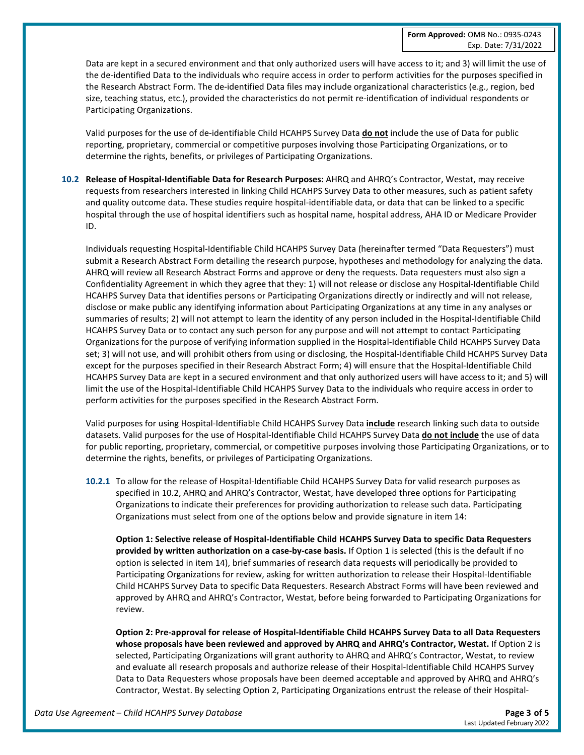Data are kept in a secured environment and that only authorized users will have access to it; and 3) will limit the use of the de-identified Data to the individuals who require access in order to perform activities for the purposes specified in the Research Abstract Form. The de-identified Data files may include organizational characteristics (e.g., region, bed size, teaching status, etc.), provided the characteristics do not permit re-identification of individual respondents or Participating Organizations.

Valid purposes for the use of de-identifiable Child HCAHPS Survey Data **do not** include the use of Data for public reporting, proprietary, commercial or competitive purposes involving those Participating Organizations, or to determine the rights, benefits, or privileges of Participating Organizations.

**10.2 Release of Hospital-Identifiable Data for Research Purposes:** AHRQ and AHRQ's Contractor, Westat, may receive requests from researchers interested in linking Child HCAHPS Survey Data to other measures, such as patient safety and quality outcome data. These studies require hospital-identifiable data, or data that can be linked to a specific hospital through the use of hospital identifiers such as hospital name, hospital address, AHA ID or Medicare Provider ID.

Individuals requesting Hospital-Identifiable Child HCAHPS Survey Data (hereinafter termed "Data Requesters") must submit a Research Abstract Form detailing the research purpose, hypotheses and methodology for analyzing the data. AHRQ will review all Research Abstract Forms and approve or deny the requests. Data requesters must also sign a Confidentiality Agreement in which they agree that they: 1) will not release or disclose any Hospital-Identifiable Child HCAHPS Survey Data that identifies persons or Participating Organizations directly or indirectly and will not release, disclose or make public any identifying information about Participating Organizations at any time in any analyses or summaries of results; 2) will not attempt to learn the identity of any person included in the Hospital-Identifiable Child HCAHPS Survey Data or to contact any such person for any purpose and will not attempt to contact Participating Organizations for the purpose of verifying information supplied in the Hospital-Identifiable Child HCAHPS Survey Data set; 3) will not use, and will prohibit others from using or disclosing, the Hospital-Identifiable Child HCAHPS Survey Data except for the purposes specified in their Research Abstract Form; 4) will ensure that the Hospital-Identifiable Child HCAHPS Survey Data are kept in a secured environment and that only authorized users will have access to it; and 5) will limit the use of the Hospital-Identifiable Child HCAHPS Survey Data to the individuals who require access in order to perform activities for the purposes specified in the Research Abstract Form.

Valid purposes for using Hospital-Identifiable Child HCAHPS Survey Data **include** research linking such data to outside datasets. Valid purposes for the use of Hospital-Identifiable Child HCAHPS Survey Data **do not include** the use of data for public reporting, proprietary, commercial, or competitive purposes involving those Participating Organizations, or to determine the rights, benefits, or privileges of Participating Organizations.

**10.2.1** To allow for the release of Hospital-Identifiable Child HCAHPS Survey Data for valid research purposes as specified in 10.2, AHRQ and AHRQ's Contractor, Westat, have developed three options for Participating Organizations to indicate their preferences for providing authorization to release such data. Participating Organizations must select from one of the options below and provide signature in item 14:

**Option 1: Selective release of Hospital-Identifiable Child HCAHPS Survey Data to specific Data Requesters provided by written authorization on a case-by-case basis.** If Option 1 is selected (this is the default if no option is selected in item 14), brief summaries of research data requests will periodically be provided to Participating Organizations for review, asking for written authorization to release their Hospital-Identifiable Child HCAHPS Survey Data to specific Data Requesters. Research Abstract Forms will have been reviewed and approved by AHRQ and AHRQ's Contractor, Westat, before being forwarded to Participating Organizations for review.

**Option 2: Pre-approval for release of Hospital-Identifiable Child HCAHPS Survey Data to all Data Requesters whose proposals have been reviewed and approved by AHRQ and AHRQ's Contractor, Westat.** If Option 2 is selected, Participating Organizations will grant authority to AHRQ and AHRQ's Contractor, Westat, to review and evaluate all research proposals and authorize release of their Hospital-Identifiable Child HCAHPS Survey Data to Data Requesters whose proposals have been deemed acceptable and approved by AHRQ and AHRQ's Contractor, Westat. By selecting Option 2, Participating Organizations entrust the release of their Hospital-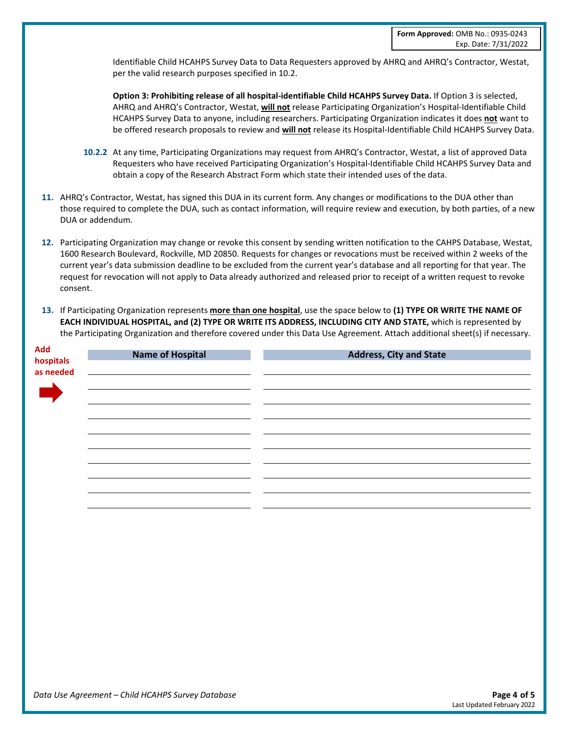Identifiable Child HCAHPS Survey Data to Data Requesters approved by AHRQ and AHRQ's Contractor, Westat, per the valid research purposes specified in 10.2.

**Option 3: Prohibiting release of all hospital-identifiable Child HCAHPS Survey Data.** If Option 3 is selected, AHRQ and AHRQ's Contractor, Westat, **will not** release Participating Organization's Hospital-Identifiable Child HCAHPS Survey Data to anyone, including researchers. Participating Organization indicates it does **not** want to be offered research proposals to review and **will not** release its Hospital-Identifiable Child HCAHPS Survey Data.

**10.2.2** At any time, Participating Organizations may request from AHRQ's Contractor, Westat, a list of approved Data Requesters who have received Participating Organization's Hospital-Identifiable Child HCAHPS Survey Data and obtain a copy of the Research Abstract Form which state their intended uses of the data.

**11.** AHRQ's Contractor, Westat, has signed this DUA in its current form. Any changes or modifications to the DUA other than those required to complete the DUA, such as contact information, will require review and execution, by both parties, of a new DUA or addendum.

**12.** Participating Organization may change or revoke this consent by sending written notification to the CAHPS Database, Westat, 1600 Research Boulevard, Rockville, MD 20850. Requests for changes or revocations must be received within 2 weeks of the current year's data submission deadline to be excluded from the current year's database and all reporting for that year. The request for revocation will not apply to Data already authorized and released prior to receipt of a written request to revoke consent.

**13.** If Participating Organization represents **more than one hospital**, use the space below to **(1) TYPE OR WRITE THE NAME OF EACH INDIVIDUAL HOSPITAL, and (2) TYPE OR WRITE ITS ADDRESS, INCLUDING CITY AND STATE,** which is represented by the Participating Organization and therefore covered under this Data Use Agreement. Attach additional sheet(s) if necessary.

**Add hospitals as needed**

| Name of Hospital | Address, City and State |
| --- | --- |
| | |
| | |
| | |
| | |
| | |
| | |
| | |
| | |
| | |
| | |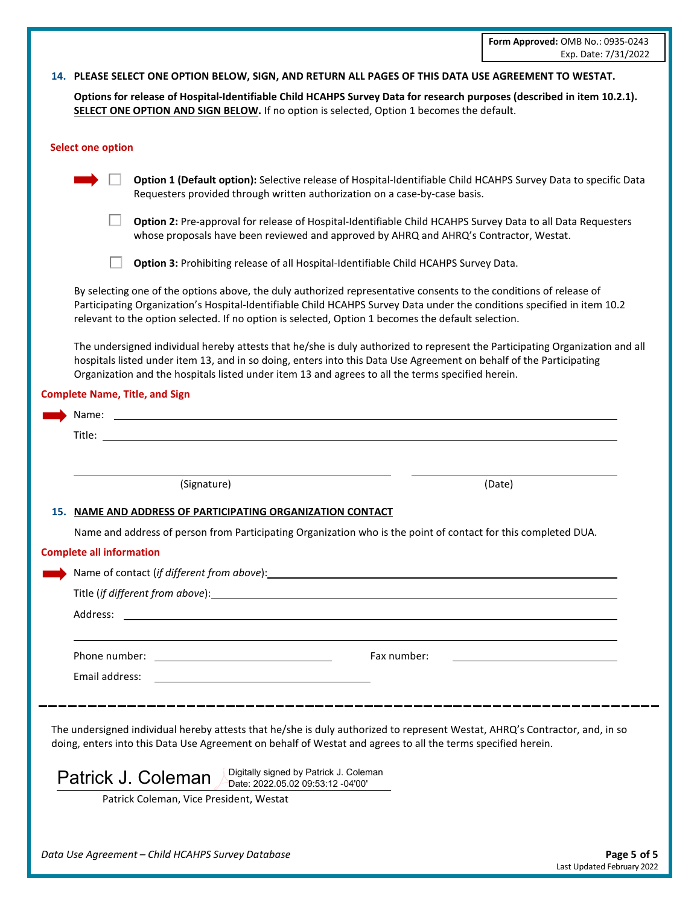Form Approved: OMB No.: 0935-0243
Exp. Date: 7/31/2022

**14. PLEASE SELECT ONE OPTION BELOW, SIGN, AND RETURN ALL PAGES OF THIS DATA USE AGREEMENT TO WESTAT.**

**Options for release of Hospital-Identifiable Child HCAHPS Survey Data for research purposes (described in item 10.2.1). SELECT ONE OPTION AND SIGN BELOW.** If no option is selected, Option 1 becomes the default.

**Select one option**

- ☐ **Option 1 (Default option):** Selective release of Hospital-Identifiable Child HCAHPS Survey Data to specific Data Requesters provided through written authorization on a case-by-case basis.
- ☐ **Option 2:** Pre-approval for release of Hospital-Identifiable Child HCAHPS Survey Data to all Data Requesters whose proposals have been reviewed and approved by AHRQ and AHRQ's Contractor, Westat.
- ☐ **Option 3:** Prohibiting release of all Hospital-Identifiable Child HCAHPS Survey Data.

By selecting one of the options above, the duly authorized representative consents to the conditions of release of Participating Organization's Hospital-Identifiable Child HCAHPS Survey Data under the conditions specified in item 10.2 relevant to the option selected. If no option is selected, Option 1 becomes the default selection.

The undersigned individual hereby attests that he/she is duly authorized to represent the Participating Organization and all hospitals listed under item 13, and in so doing, enters into this Data Use Agreement on behalf of the Participating Organization and the hospitals listed under item 13 and agrees to all the terms specified herein.

**Complete Name, Title, and Sign**

Name: ______________________________

Title: ______________________________

______________________________ (Signature)    ______________________________ (Date)

**15. NAME AND ADDRESS OF PARTICIPATING ORGANIZATION CONTACT**

Name and address of person from Participating Organization who is the point of contact for this completed DUA.

**Complete all information**

Name of contact (*if different from above*): ______________________________

Title (*if different from above*): ______________________________

Address: ______________________________

______________________________

Phone number: ______________________________    Fax number: ______________________________

Email address: ______________________________

---

The undersigned individual hereby attests that he/she is duly authorized to represent Westat, AHRQ's Contractor, and, in so doing, enters into this Data Use Agreement on behalf of Westat and agrees to all the terms specified herein.

Patrick J. Coleman    Digitally signed by Patrick J. Coleman
Date: 2022.05.02 09:53:12 -04'00'

Patrick Coleman, Vice President, Westat